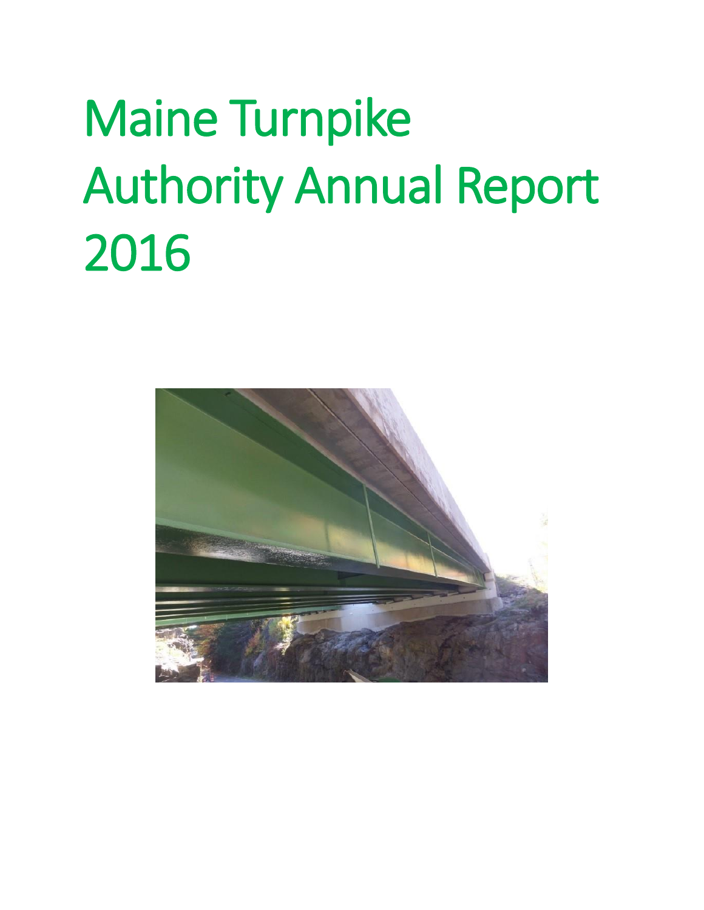# Maine Turnpike Authority Annual Report 2016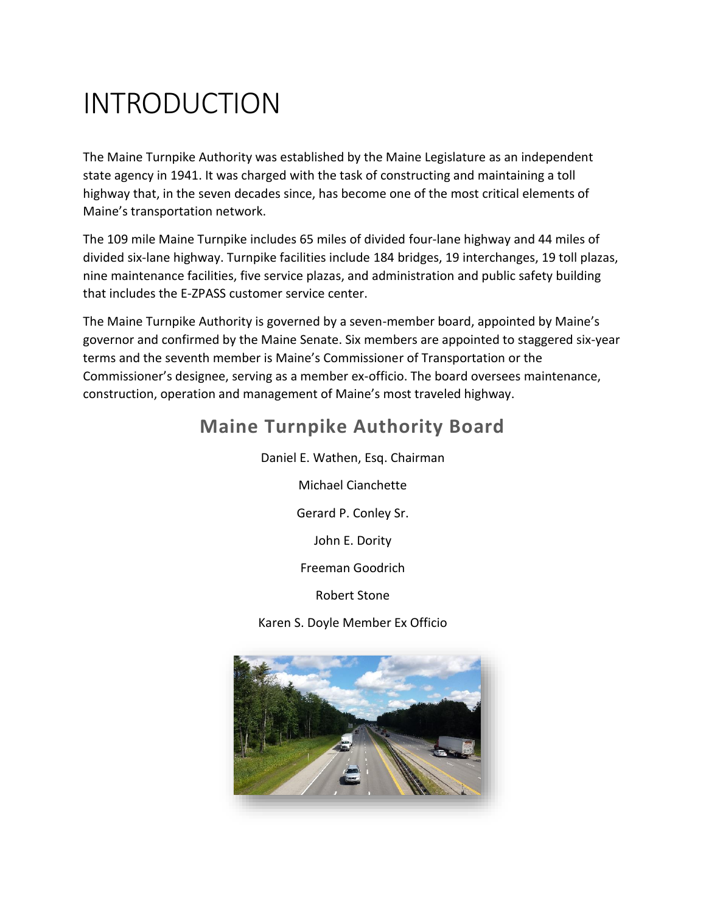# INTRODUCTION

The Maine Turnpike Authority was established by the Maine Legislature as an independent state agency in 1941. It was charged with the task of constructing and maintaining a toll highway that, in the seven decades since, has become one of the most critical elements of Maine's transportation network.

The 109 mile Maine Turnpike includes 65 miles of divided four-lane highway and 44 miles of divided six-lane highway. Turnpike facilities include 184 bridges, 19 interchanges, 19 toll plazas, nine maintenance facilities, five service plazas, and administration and public safety building that includes the E-ZPASS customer service center.

The Maine Turnpike Authority is governed by a seven-member board, appointed by Maine's governor and confirmed by the Maine Senate. Six members are appointed to staggered six-year terms and the seventh member is Maine's Commissioner of Transportation or the Commissioner's designee, serving as a member ex-officio. The board oversees maintenance, construction, operation and management of Maine's most traveled highway.

## Maine Turnpike Authority Board

Daniel E. Wathen, Esq. Chairman

Michael Cianchette

Gerard P. Conley Sr.

John E. Dority

Freeman Goodrich

Robert Stone

Karen S. Doyle Member Ex Officio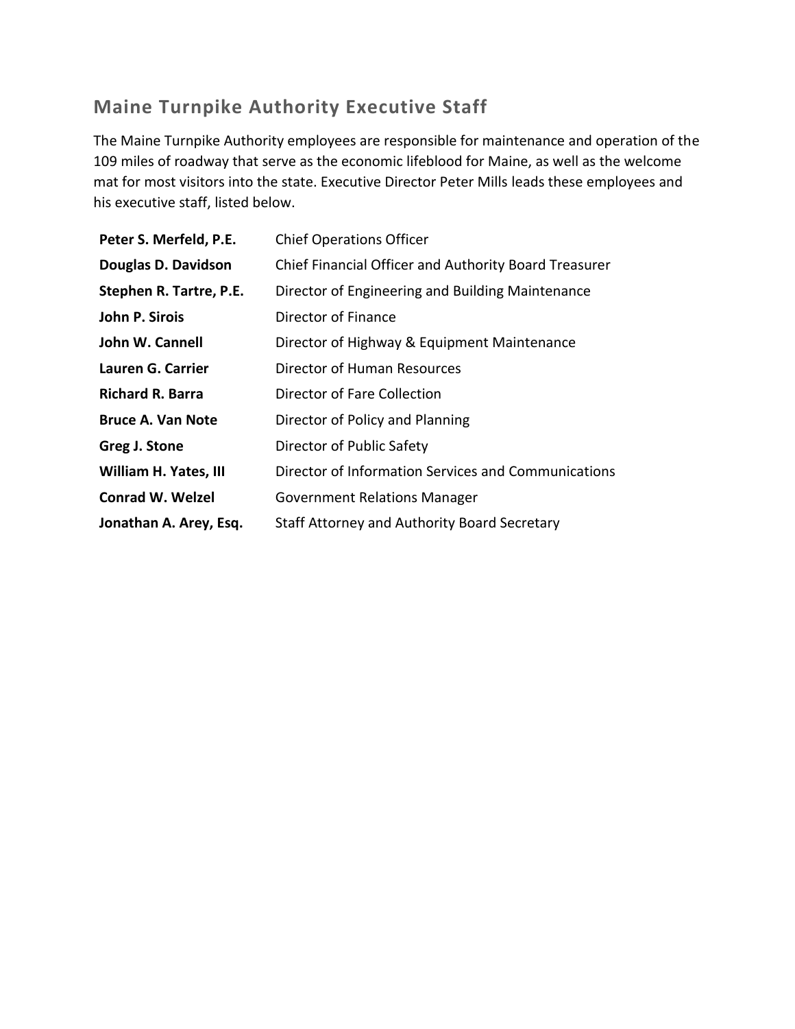## Maine Turnpike Authority Executive Staff

The Maine Turnpike Authority employees are responsible for maintenance and operation of the 109 miles of roadway that serve as the economic lifeblood for Maine, as well as the welcome mat for most visitors into the state. Executive Director Peter Mills leads these employees and his executive staff, listed below.

| | |
|---|---|
| **Peter S. Merfeld, P.E.** | Chief Operations Officer |
| **Douglas D. Davidson** | Chief Financial Officer and Authority Board Treasurer |
| **Stephen R. Tartre, P.E.** | Director of Engineering and Building Maintenance |
| **John P. Sirois** | Director of Finance |
| **John W. Cannell** | Director of Highway & Equipment Maintenance |
| **Lauren G. Carrier** | Director of Human Resources |
| **Richard R. Barra** | Director of Fare Collection |
| **Bruce A. Van Note** | Director of Policy and Planning |
| **Greg J. Stone** | Director of Public Safety |
| **William H. Yates, III** | Director of Information Services and Communications |
| **Conrad W. Welzel** | Government Relations Manager |
| **Jonathan A. Arey, Esq.** | Staff Attorney and Authority Board Secretary |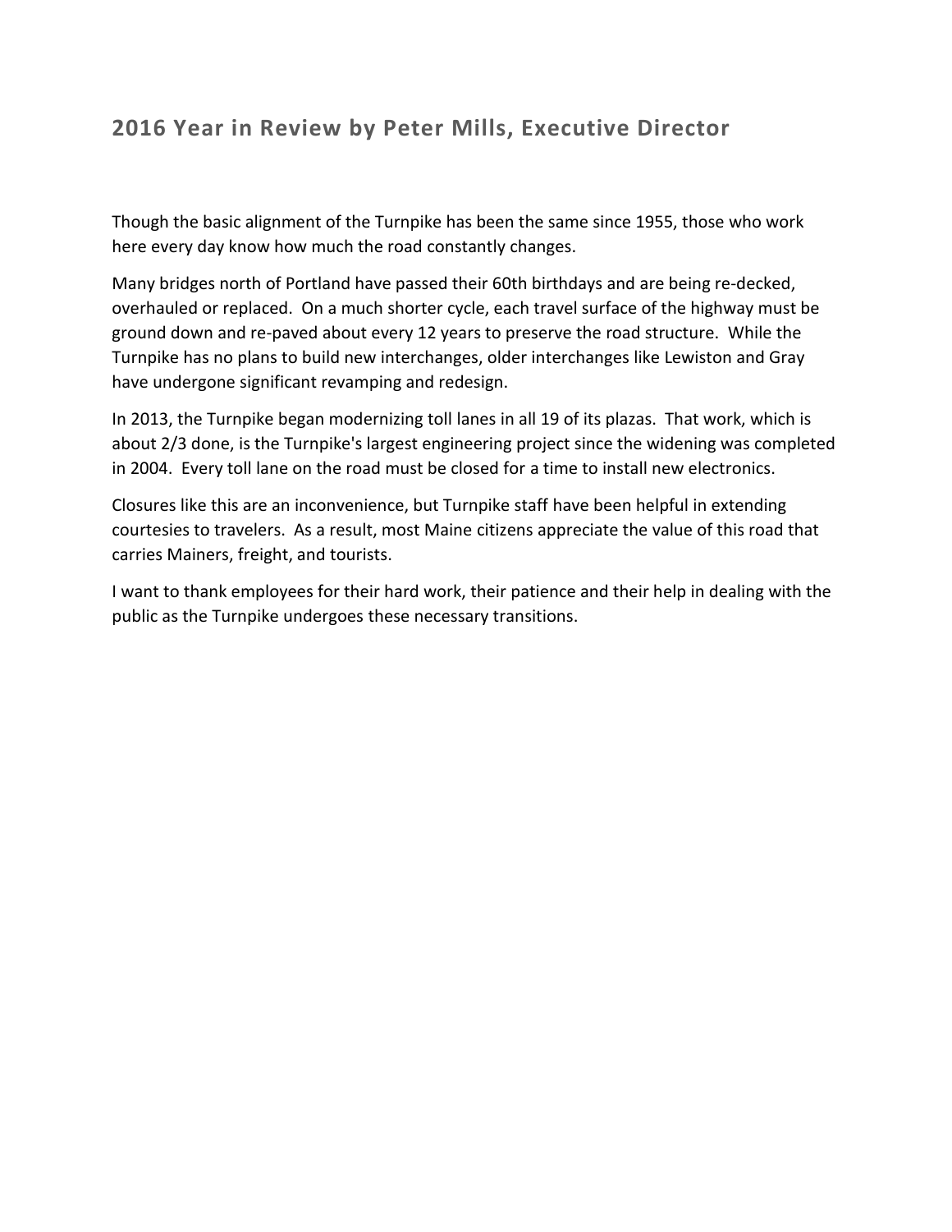## 2016 Year in Review by Peter Mills, Executive Director

Though the basic alignment of the Turnpike has been the same since 1955, those who work here every day know how much the road constantly changes.

Many bridges north of Portland have passed their 60th birthdays and are being re-decked, overhauled or replaced. On a much shorter cycle, each travel surface of the highway must be ground down and re-paved about every 12 years to preserve the road structure. While the Turnpike has no plans to build new interchanges, older interchanges like Lewiston and Gray have undergone significant revamping and redesign.

In 2013, the Turnpike began modernizing toll lanes in all 19 of its plazas. That work, which is about 2/3 done, is the Turnpike's largest engineering project since the widening was completed in 2004. Every toll lane on the road must be closed for a time to install new electronics.

Closures like this are an inconvenience, but Turnpike staff have been helpful in extending courtesies to travelers. As a result, most Maine citizens appreciate the value of this road that carries Mainers, freight, and tourists.

I want to thank employees for their hard work, their patience and their help in dealing with the public as the Turnpike undergoes these necessary transitions.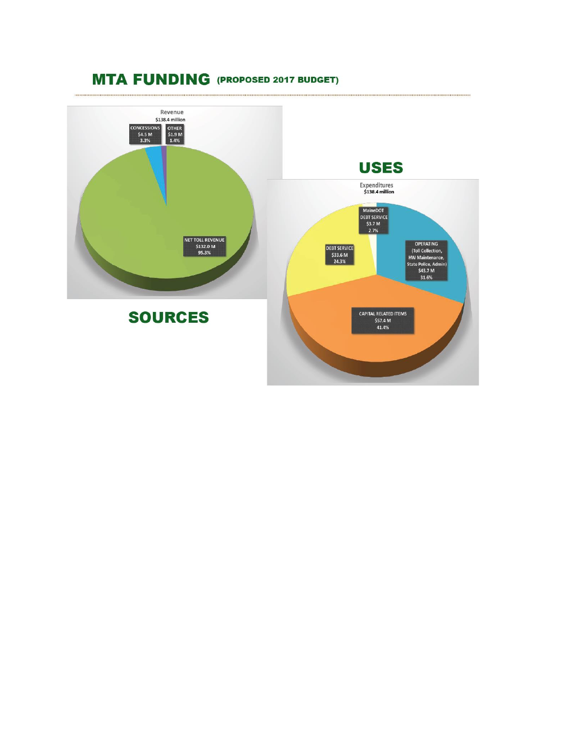# MTA FUNDING (PROPOSED 2017 BUDGET)

## SOURCES

Revenue
$138.4 million

- CONCESSIONS $4.5 M 3.3%
- OTHER $1.9 M 1.4%
- NET TOLL REVENUE $132.0 M 95.3%

## USES

Expenditures
$138.4 million

- MaineDOT DEBT SERVICE $3.7 M 2.7%
- DEBT SERVICE $33.6 M 24.3%
- OPERATING (Toll Collection, HW Maintenance, State Police, Admin) $43.7 M 31.6%
- CAPITAL RELATED ITEMS $57.4 M 41.4%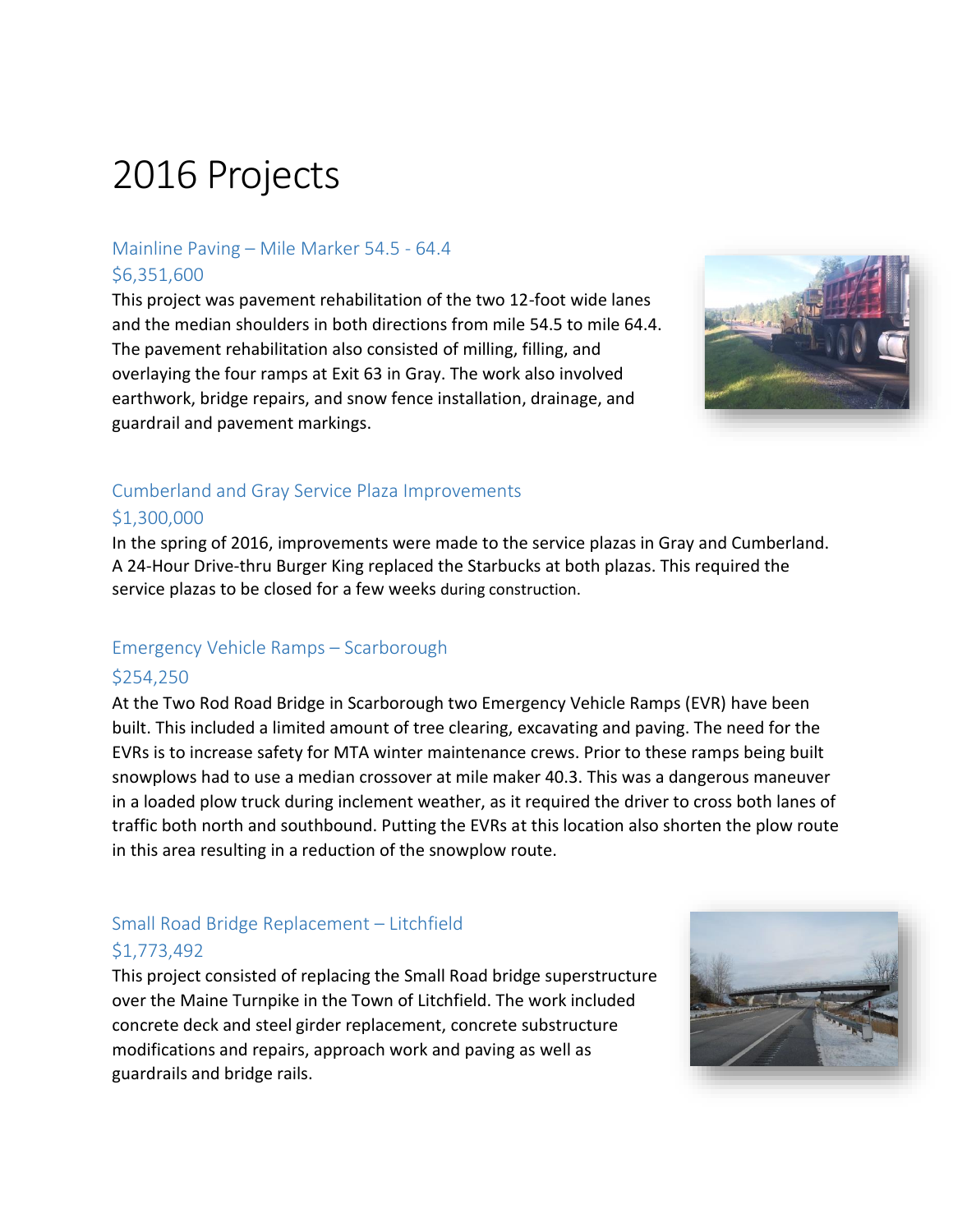# 2016 Projects

## Mainline Paving – Mile Marker 54.5 - 64.4

## $6,351,600

This project was pavement rehabilitation of the two 12-foot wide lanes and the median shoulders in both directions from mile 54.5 to mile 64.4. The pavement rehabilitation also consisted of milling, filling, and overlaying the four ramps at Exit 63 in Gray. The work also involved earthwork, bridge repairs, and snow fence installation, drainage, and guardrail and pavement markings.

## Cumberland and Gray Service Plaza Improvements

## $1,300,000

In the spring of 2016, improvements were made to the service plazas in Gray and Cumberland. A 24-Hour Drive-thru Burger King replaced the Starbucks at both plazas. This required the service plazas to be closed for a few weeks during construction.

## Emergency Vehicle Ramps – Scarborough

## $254,250

At the Two Rod Road Bridge in Scarborough two Emergency Vehicle Ramps (EVR) have been built. This included a limited amount of tree clearing, excavating and paving. The need for the EVRs is to increase safety for MTA winter maintenance crews. Prior to these ramps being built snowplows had to use a median crossover at mile maker 40.3. This was a dangerous maneuver in a loaded plow truck during inclement weather, as it required the driver to cross both lanes of traffic both north and southbound. Putting the EVRs at this location also shorten the plow route in this area resulting in a reduction of the snowplow route.

## Small Road Bridge Replacement – Litchfield

## $1,773,492

This project consisted of replacing the Small Road bridge superstructure over the Maine Turnpike in the Town of Litchfield. The work included concrete deck and steel girder replacement, concrete substructure modifications and repairs, approach work and paving as well as guardrails and bridge rails.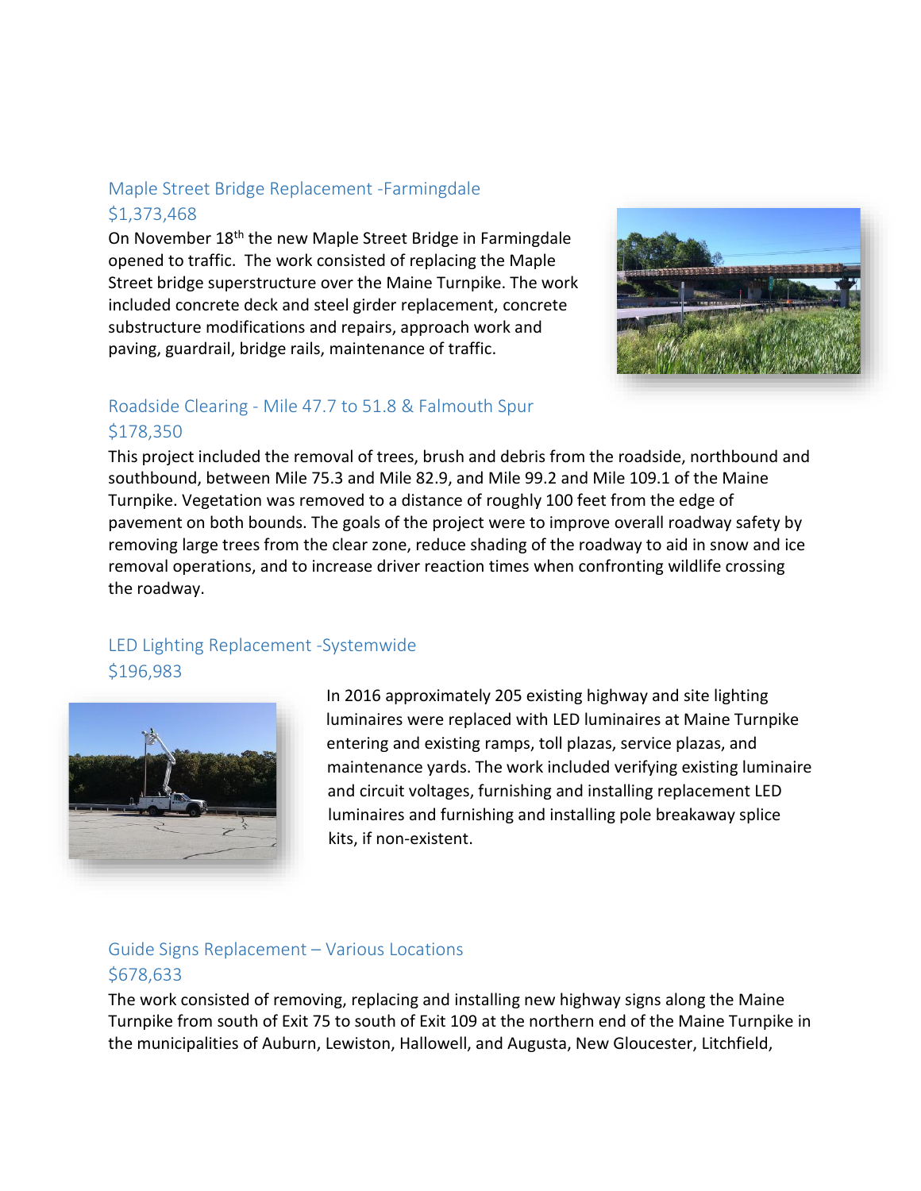## Maple Street Bridge Replacement -Farmingdale

## $1,373,468

On November 18th the new Maple Street Bridge in Farmingdale opened to traffic. The work consisted of replacing the Maple Street bridge superstructure over the Maine Turnpike. The work included concrete deck and steel girder replacement, concrete substructure modifications and repairs, approach work and paving, guardrail, bridge rails, maintenance of traffic.

## Roadside Clearing - Mile 47.7 to 51.8 & Falmouth Spur

## $178,350

This project included the removal of trees, brush and debris from the roadside, northbound and southbound, between Mile 75.3 and Mile 82.9, and Mile 99.2 and Mile 109.1 of the Maine Turnpike. Vegetation was removed to a distance of roughly 100 feet from the edge of pavement on both bounds. The goals of the project were to improve overall roadway safety by removing large trees from the clear zone, reduce shading of the roadway to aid in snow and ice removal operations, and to increase driver reaction times when confronting wildlife crossing the roadway.

## LED Lighting Replacement -Systemwide

## $196,983

In 2016 approximately 205 existing highway and site lighting luminaires were replaced with LED luminaires at Maine Turnpike entering and existing ramps, toll plazas, service plazas, and maintenance yards. The work included verifying existing luminaire and circuit voltages, furnishing and installing replacement LED luminaires and furnishing and installing pole breakaway splice kits, if non-existent.

## Guide Signs Replacement – Various Locations

## $678,633

The work consisted of removing, replacing and installing new highway signs along the Maine Turnpike from south of Exit 75 to south of Exit 109 at the northern end of the Maine Turnpike in the municipalities of Auburn, Lewiston, Hallowell, and Augusta, New Gloucester, Litchfield,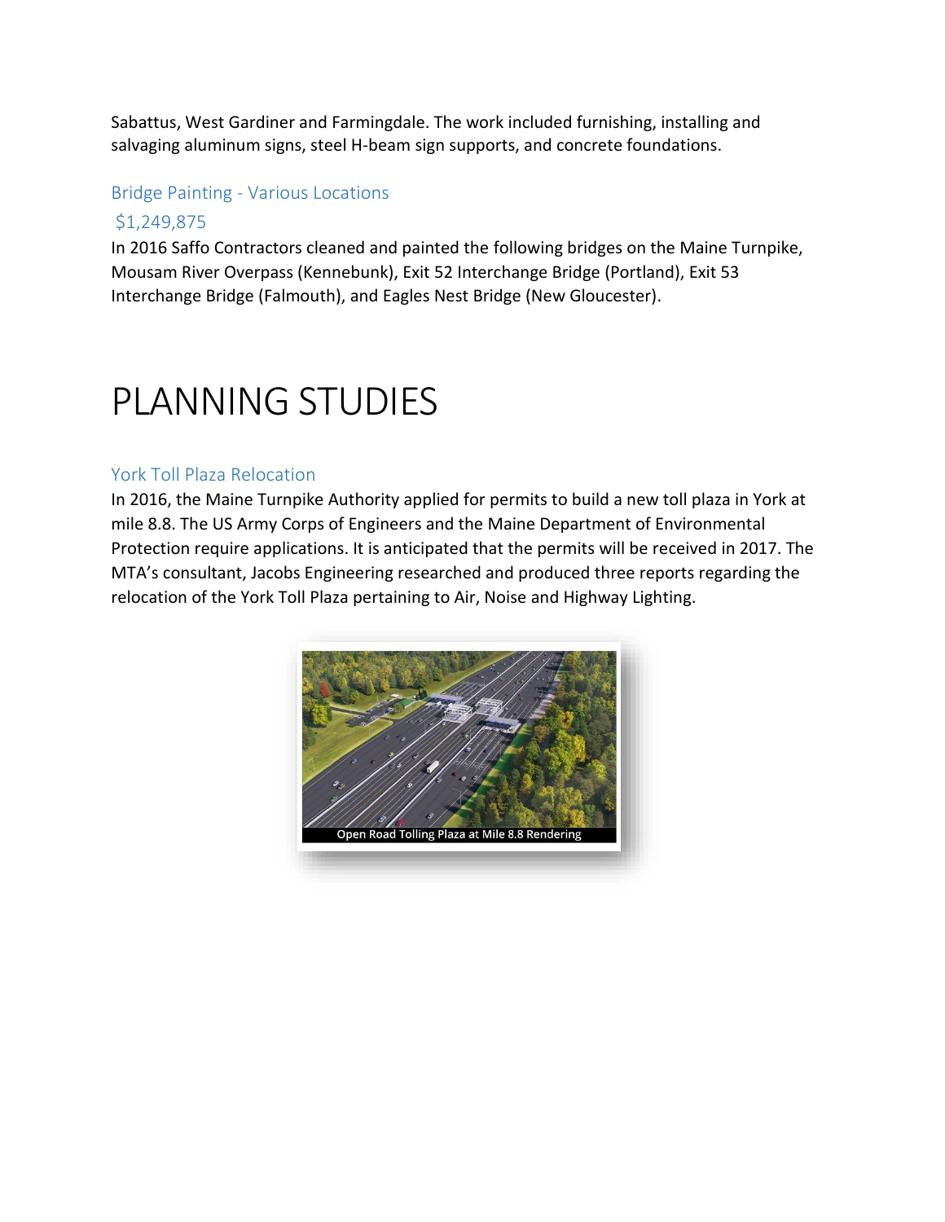Sabattus, West Gardiner and Farmingdale. The work included furnishing, installing and salvaging aluminum signs, steel H-beam sign supports, and concrete foundations.

### Bridge Painting - Various Locations

$1,249,875

In 2016 Saffo Contractors cleaned and painted the following bridges on the Maine Turnpike, Mousam River Overpass (Kennebunk), Exit 52 Interchange Bridge (Portland), Exit 53 Interchange Bridge (Falmouth), and Eagles Nest Bridge (New Gloucester).

# PLANNING STUDIES

### York Toll Plaza Relocation

In 2016, the Maine Turnpike Authority applied for permits to build a new toll plaza in York at mile 8.8. The US Army Corps of Engineers and the Maine Department of Environmental Protection require applications. It is anticipated that the permits will be received in 2017. The MTA's consultant, Jacobs Engineering researched and produced three reports regarding the relocation of the York Toll Plaza pertaining to Air, Noise and Highway Lighting.

Open Road Tolling Plaza at Mile 8.8 Rendering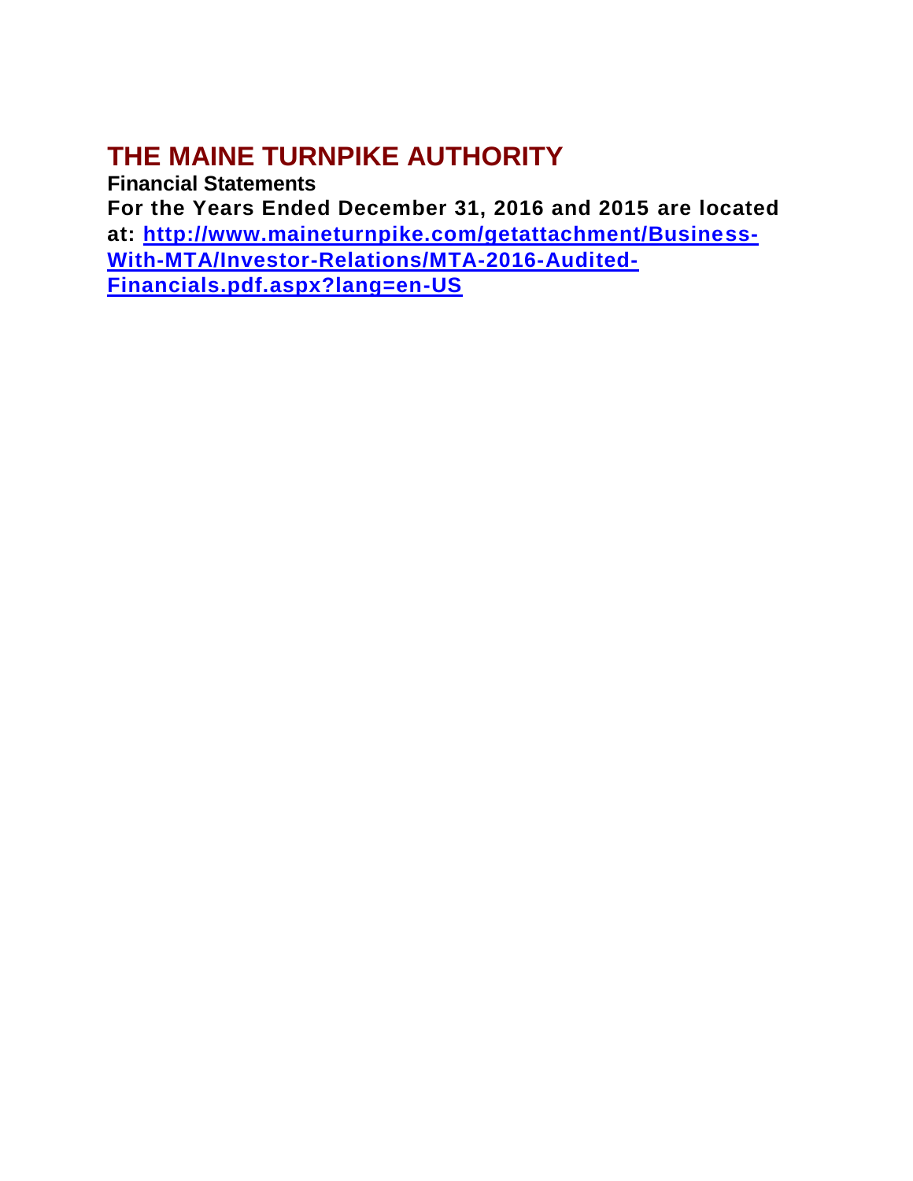# THE MAINE TURNPIKE AUTHORITY

**Financial Statements**

**For the Years Ended December 31, 2016 and 2015 are located at: [http://www.maineturnpike.com/getattachment/Business-With-MTA/Investor-Relations/MTA-2016-Audited-Financials.pdf.aspx?lang=en-US](http://www.maineturnpike.com/getattachment/Business-With-MTA/Investor-Relations/MTA-2016-Audited-Financials.pdf.aspx?lang=en-US)**